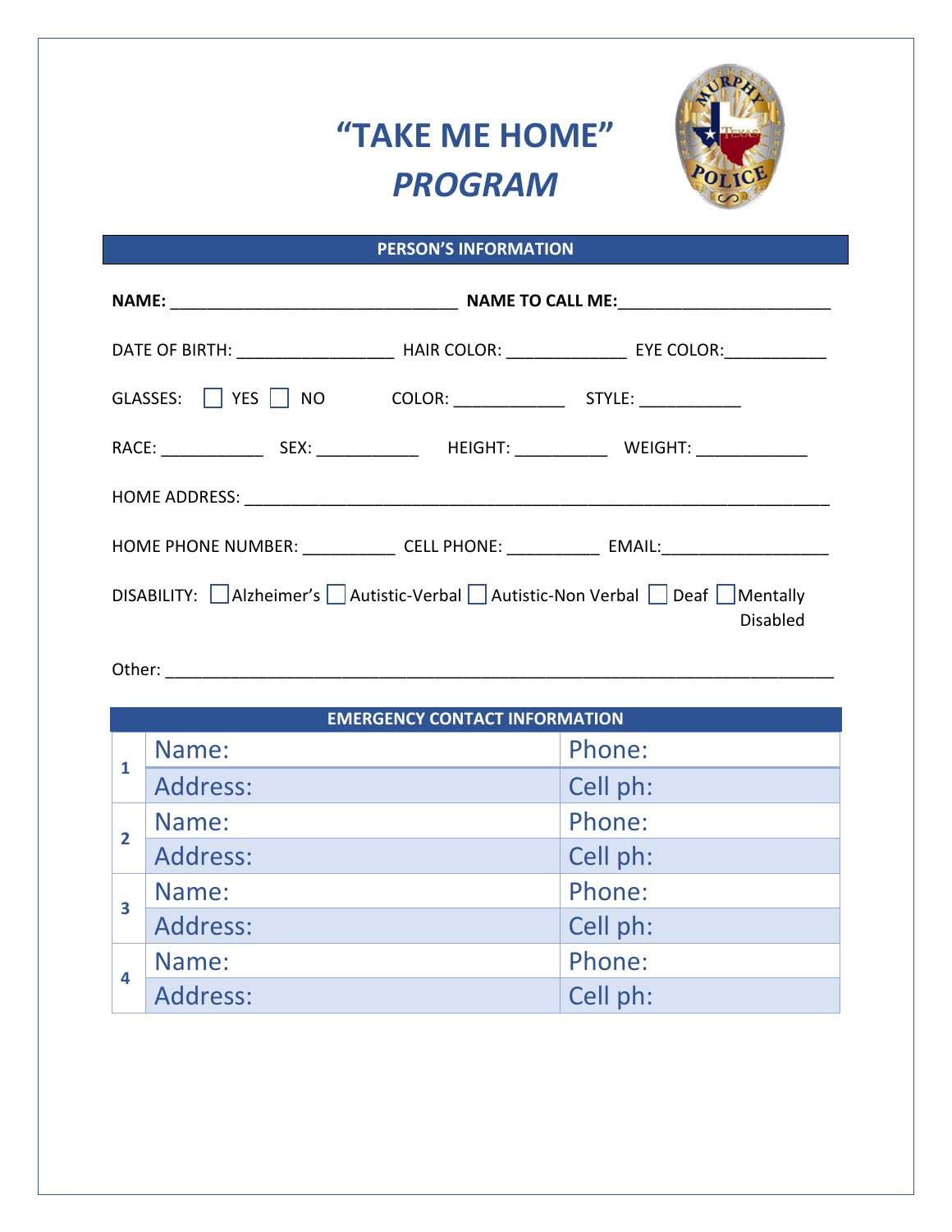# "TAKE ME HOME" *PROGRAM*

## PERSON'S INFORMATION

**NAME:** ________________________________ **NAME TO CALL ME:**________________________

DATE OF BIRTH: _________________ HAIR COLOR: _____________ EYE COLOR:___________

GLASSES: ☐ YES ☐ NO COLOR: ____________ STYLE: ___________

RACE: ___________ SEX: ___________ HEIGHT: __________ WEIGHT: ____________

HOME ADDRESS: _________________________________________________________________

HOME PHONE NUMBER: __________ CELL PHONE: __________ EMAIL:__________________

DISABILITY: ☐ Alzheimer's ☐ Autistic-Verbal ☐ Autistic-Non Verbal ☐ Deaf ☐ Mentally Disabled

Other: __________________________________________________________________________

## EMERGENCY CONTACT INFORMATION

| | | |
|---|---|---|
| 1 | Name: | Phone: |
| | Address: | Cell ph: |
| 2 | Name: | Phone: |
| | Address: | Cell ph: |
| 3 | Name: | Phone: |
| | Address: | Cell ph: |
| 4 | Name: | Phone: |
| | Address: | Cell ph: |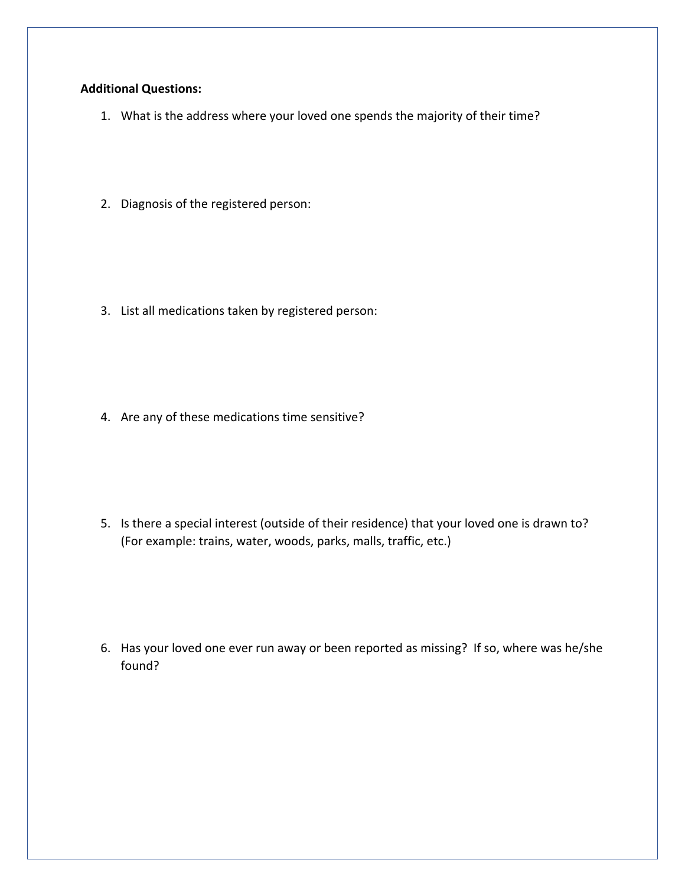**Additional Questions:**

1. What is the address where your loved one spends the majority of their time?

2. Diagnosis of the registered person:

3. List all medications taken by registered person:

4. Are any of these medications time sensitive?

5. Is there a special interest (outside of their residence) that your loved one is drawn to? (For example: trains, water, woods, parks, malls, traffic, etc.)

6. Has your loved one ever run away or been reported as missing? If so, where was he/she found?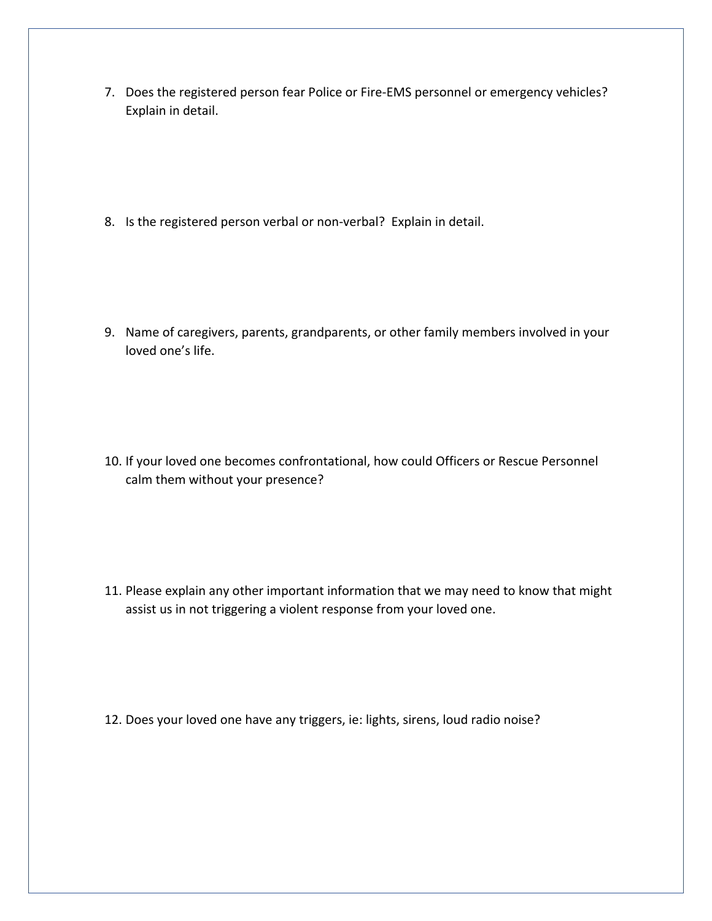7. Does the registered person fear Police or Fire-EMS personnel or emergency vehicles? Explain in detail.

8. Is the registered person verbal or non-verbal? Explain in detail.

9. Name of caregivers, parents, grandparents, or other family members involved in your loved one's life.

10. If your loved one becomes confrontational, how could Officers or Rescue Personnel calm them without your presence?

11. Please explain any other important information that we may need to know that might assist us in not triggering a violent response from your loved one.

12. Does your loved one have any triggers, ie: lights, sirens, loud radio noise?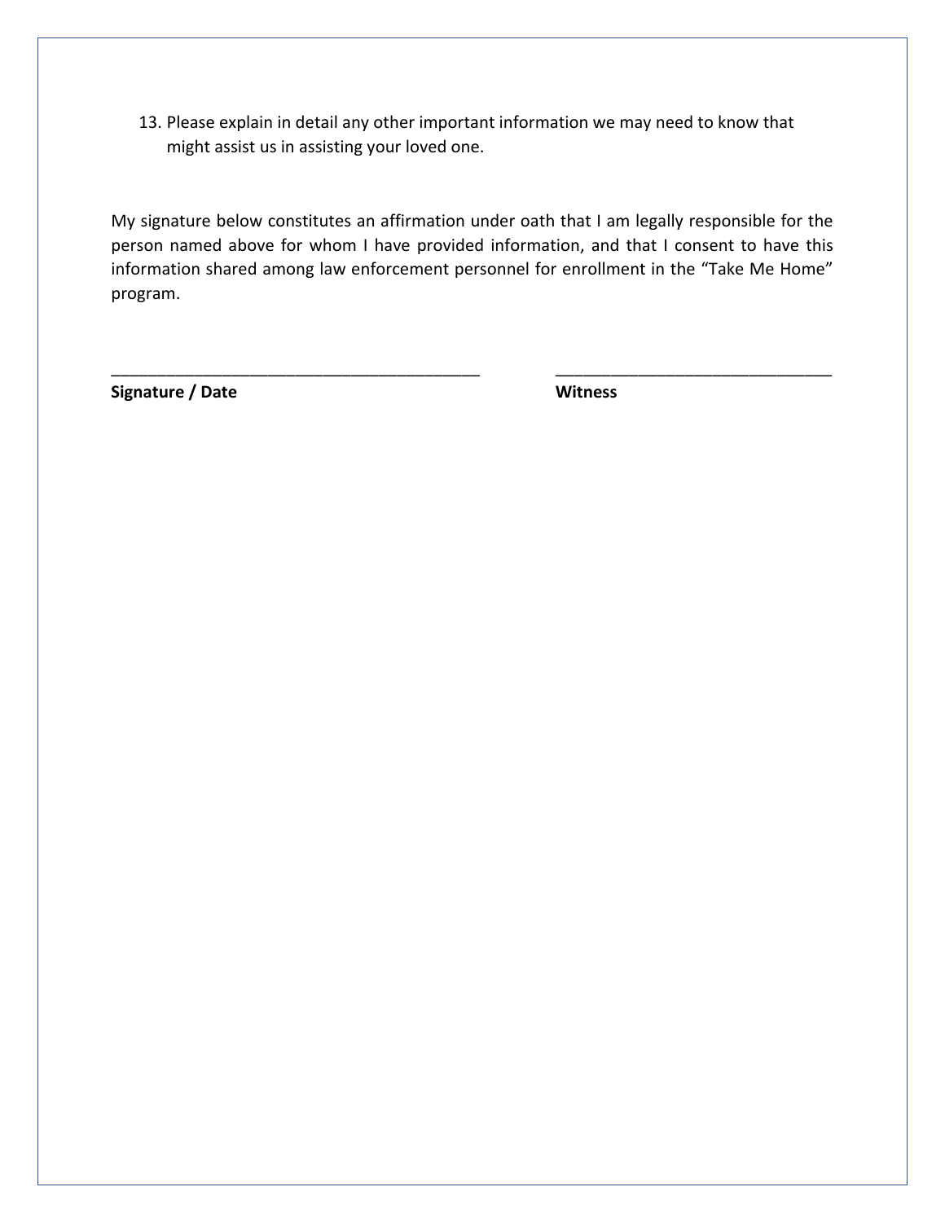13. Please explain in detail any other important information we may need to know that might assist us in assisting your loved one.

My signature below constitutes an affirmation under oath that I am legally responsible for the person named above for whom I have provided information, and that I consent to have this information shared among law enforcement personnel for enrollment in the "Take Me Home" program.

\_\_\_\_\_\_\_\_\_\_\_\_\_\_\_\_\_\_\_\_\_\_\_\_\_\_\_\_\_\_\_\_\_\_\_\_\_\_\_\_\_\_
**Signature / Date**

\_\_\_\_\_\_\_\_\_\_\_\_\_\_\_\_\_\_\_\_\_\_\_\_\_\_\_\_\_\_\_\_
**Witness**